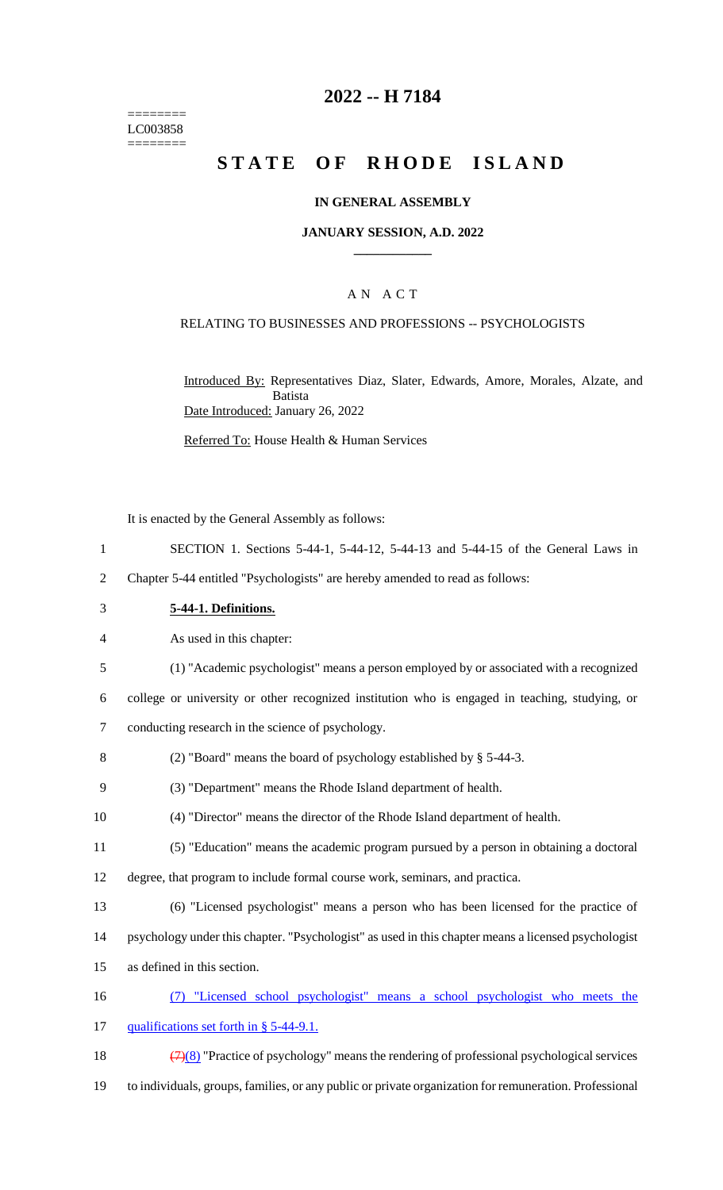========
LC003858
========

# 2022 -- H 7184

# STATE OF RHODE ISLAND

### IN GENERAL ASSEMBLY

### JANUARY SESSION, A.D. 2022

## AN ACT

RELATING TO BUSINESSES AND PROFESSIONS -- PSYCHOLOGISTS

Introduced By: Representatives Diaz, Slater, Edwards, Amore, Morales, Alzate, and Batista

Date Introduced: January 26, 2022

Referred To: House Health & Human Services

It is enacted by the General Assembly as follows:

1 SECTION 1. Sections 5-44-1, 5-44-12, 5-44-13 and 5-44-15 of the General Laws in
2 Chapter 5-44 entitled "Psychologists" are hereby amended to read as follows:

3 **5-44-1. Definitions.**

4 As used in this chapter:

5 (1) "Academic psychologist" means a person employed by or associated with a recognized
6 college or university or other recognized institution who is engaged in teaching, studying, or
7 conducting research in the science of psychology.

8 (2) "Board" means the board of psychology established by § 5-44-3.

9 (3) "Department" means the Rhode Island department of health.

10 (4) "Director" means the director of the Rhode Island department of health.

11 (5) "Education" means the academic program pursued by a person in obtaining a doctoral
12 degree, that program to include formal course work, seminars, and practica.

13 (6) "Licensed psychologist" means a person who has been licensed for the practice of
14 psychology under this chapter. "Psychologist" as used in this chapter means a licensed psychologist
15 as defined in this section.

16 (7) "Licensed school psychologist" means a school psychologist who meets the
17 qualifications set forth in § 5-44-9.1.

18 ~~(7)~~(8) "Practice of psychology" means the rendering of professional psychological services
19 to individuals, groups, families, or any public or private organization for remuneration. Professional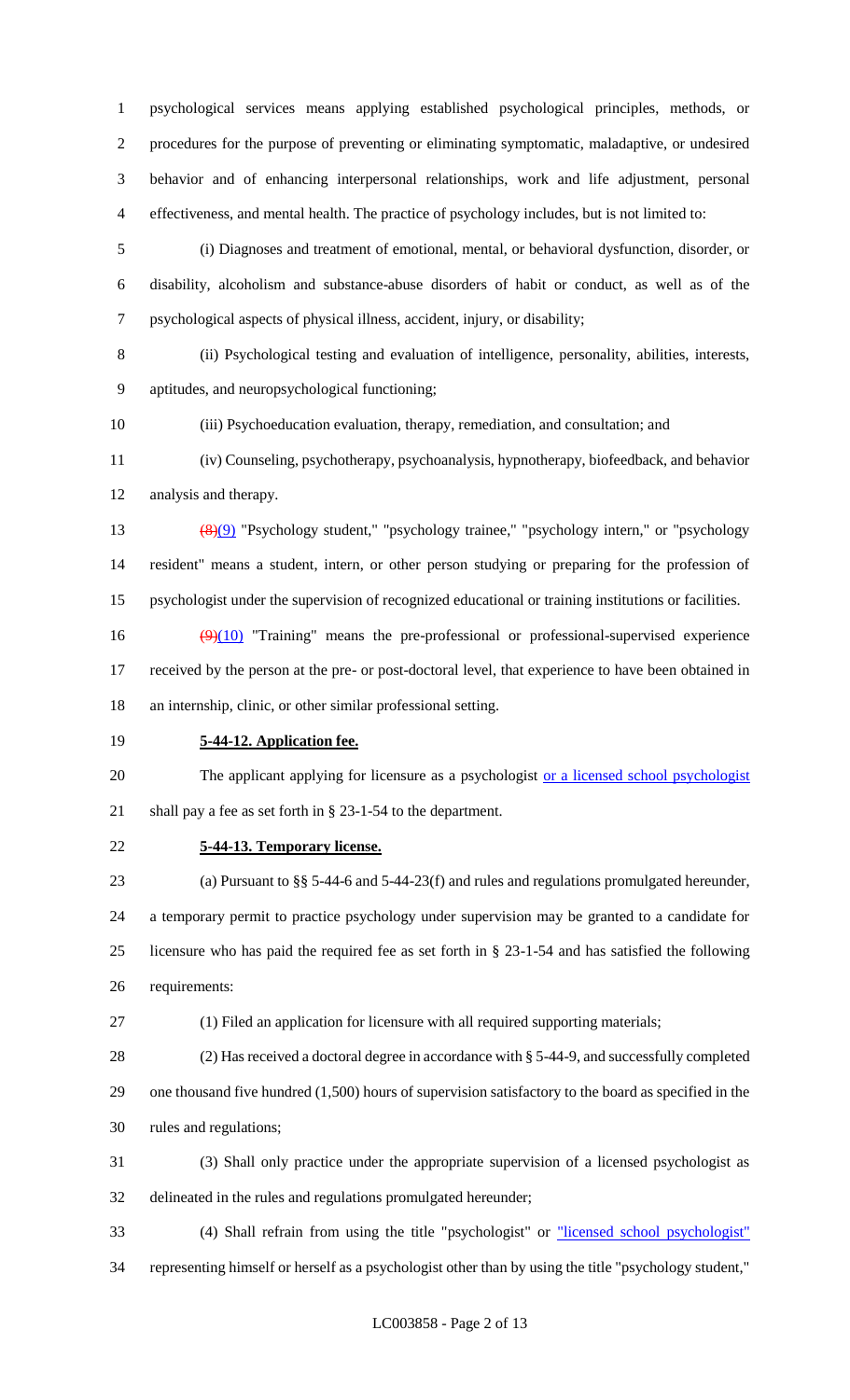psychological services means applying established psychological principles, methods, or procedures for the purpose of preventing or eliminating symptomatic, maladaptive, or undesired behavior and of enhancing interpersonal relationships, work and life adjustment, personal effectiveness, and mental health. The practice of psychology includes, but is not limited to:

(i) Diagnoses and treatment of emotional, mental, or behavioral dysfunction, disorder, or disability, alcoholism and substance-abuse disorders of habit or conduct, as well as of the psychological aspects of physical illness, accident, injury, or disability;

(ii) Psychological testing and evaluation of intelligence, personality, abilities, interests, aptitudes, and neuropsychological functioning;

(iii) Psychoeducation evaluation, therapy, remediation, and consultation; and

(iv) Counseling, psychotherapy, psychoanalysis, hypnotherapy, biofeedback, and behavior analysis and therapy.

~~(8)~~(9) "Psychology student," "psychology trainee," "psychology intern," or "psychology resident" means a student, intern, or other person studying or preparing for the profession of psychologist under the supervision of recognized educational or training institutions or facilities.

~~(9)~~(10) "Training" means the pre-professional or professional-supervised experience received by the person at the pre- or post-doctoral level, that experience to have been obtained in an internship, clinic, or other similar professional setting.

**5-44-12. Application fee.**

The applicant applying for licensure as a psychologist or a licensed school psychologist shall pay a fee as set forth in § 23-1-54 to the department.

**5-44-13. Temporary license.**

(a) Pursuant to §§ 5-44-6 and 5-44-23(f) and rules and regulations promulgated hereunder, a temporary permit to practice psychology under supervision may be granted to a candidate for licensure who has paid the required fee as set forth in § 23-1-54 and has satisfied the following requirements:

(1) Filed an application for licensure with all required supporting materials;

(2) Has received a doctoral degree in accordance with § 5-44-9, and successfully completed one thousand five hundred (1,500) hours of supervision satisfactory to the board as specified in the rules and regulations;

(3) Shall only practice under the appropriate supervision of a licensed psychologist as delineated in the rules and regulations promulgated hereunder;

(4) Shall refrain from using the title "psychologist" or "licensed school psychologist" representing himself or herself as a psychologist other than by using the title "psychology student,"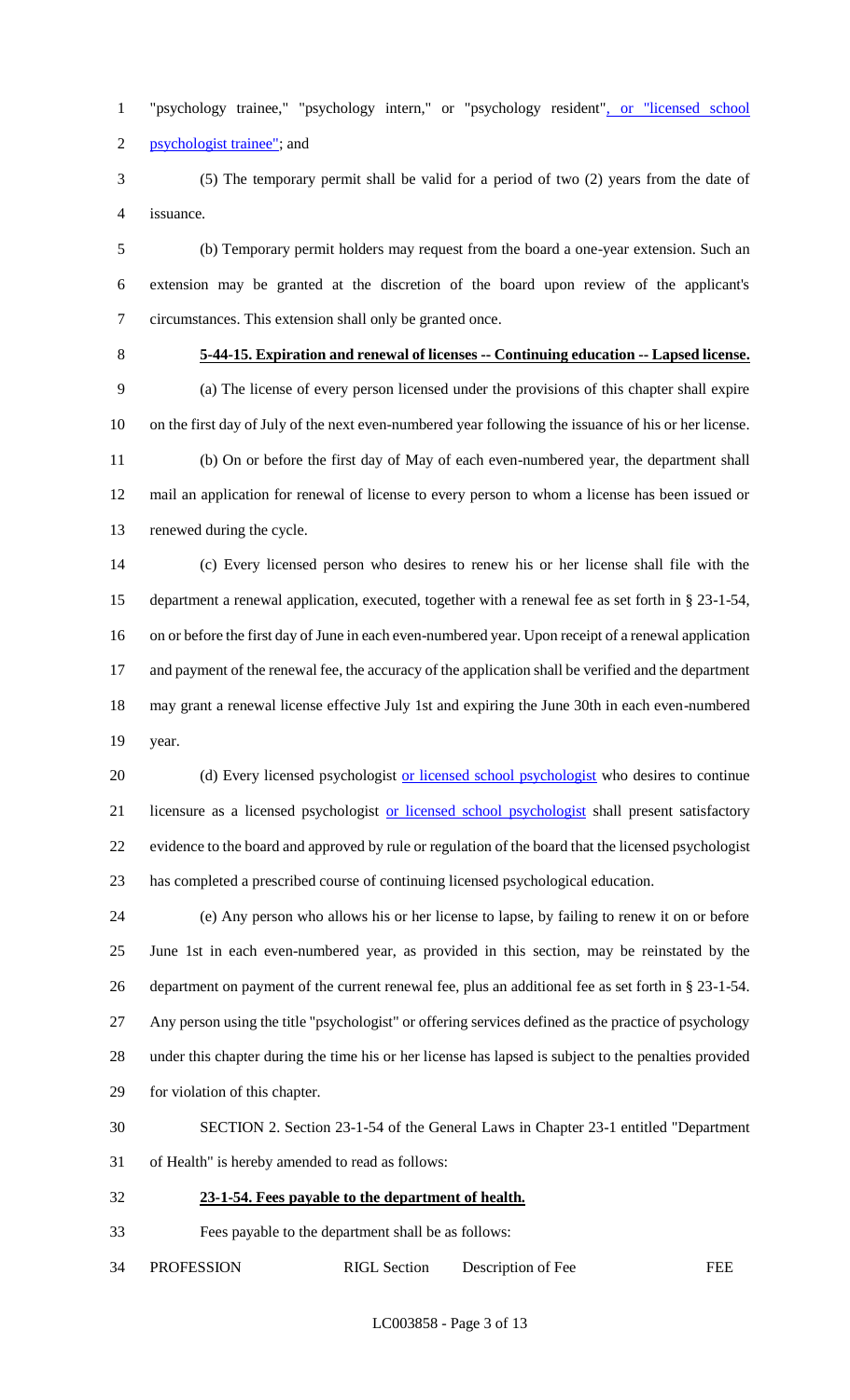"psychology trainee," "psychology intern," or "psychology resident", or "licensed school psychologist trainee"; and

(5) The temporary permit shall be valid for a period of two (2) years from the date of issuance.

(b) Temporary permit holders may request from the board a one-year extension. Such an extension may be granted at the discretion of the board upon review of the applicant's circumstances. This extension shall only be granted once.

**5-44-15. Expiration and renewal of licenses -- Continuing education -- Lapsed license.**

(a) The license of every person licensed under the provisions of this chapter shall expire on the first day of July of the next even-numbered year following the issuance of his or her license.

(b) On or before the first day of May of each even-numbered year, the department shall mail an application for renewal of license to every person to whom a license has been issued or renewed during the cycle.

(c) Every licensed person who desires to renew his or her license shall file with the department a renewal application, executed, together with a renewal fee as set forth in § 23-1-54, on or before the first day of June in each even-numbered year. Upon receipt of a renewal application and payment of the renewal fee, the accuracy of the application shall be verified and the department may grant a renewal license effective July 1st and expiring the June 30th in each even-numbered year.

(d) Every licensed psychologist or licensed school psychologist who desires to continue licensure as a licensed psychologist or licensed school psychologist shall present satisfactory evidence to the board and approved by rule or regulation of the board that the licensed psychologist has completed a prescribed course of continuing licensed psychological education.

(e) Any person who allows his or her license to lapse, by failing to renew it on or before June 1st in each even-numbered year, as provided in this section, may be reinstated by the department on payment of the current renewal fee, plus an additional fee as set forth in § 23-1-54. Any person using the title "psychologist" or offering services defined as the practice of psychology under this chapter during the time his or her license has lapsed is subject to the penalties provided for violation of this chapter.

SECTION 2. Section 23-1-54 of the General Laws in Chapter 23-1 entitled "Department of Health" is hereby amended to read as follows:

**23-1-54. Fees payable to the department of health.**

Fees payable to the department shall be as follows:

| PROFESSION | RIGL Section | Description of Fee | FEE |
|---|---|---|---|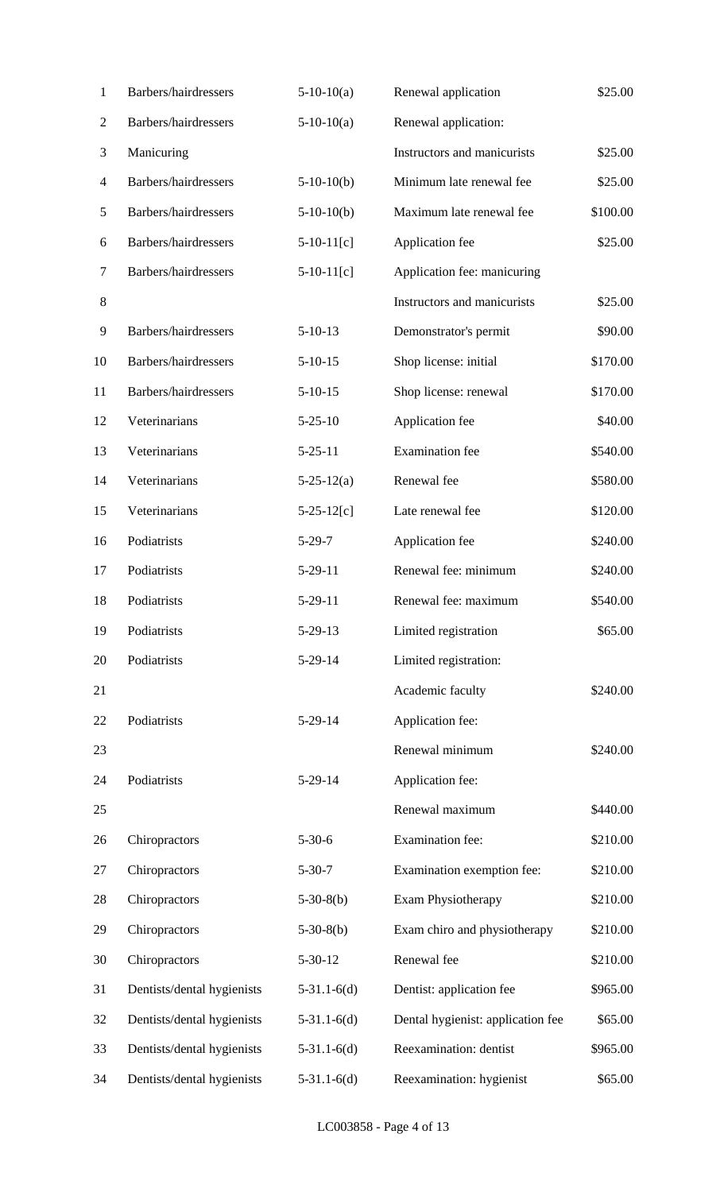| | | | |
|---|---|---|---|
| Barbers/hairdressers | 5-10-10(a) | Renewal application | $25.00 |
| Barbers/hairdressers | 5-10-10(a) | Renewal application: | |
| Manicuring | | Instructors and manicurists | $25.00 |
| Barbers/hairdressers | 5-10-10(b) | Minimum late renewal fee | $25.00 |
| Barbers/hairdressers | 5-10-10(b) | Maximum late renewal fee | $100.00 |
| Barbers/hairdressers | 5-10-11[c] | Application fee | $25.00 |
| Barbers/hairdressers | 5-10-11[c] | Application fee: manicuring | |
| | | Instructors and manicurists | $25.00 |
| Barbers/hairdressers | 5-10-13 | Demonstrator's permit | $90.00 |
| Barbers/hairdressers | 5-10-15 | Shop license: initial | $170.00 |
| Barbers/hairdressers | 5-10-15 | Shop license: renewal | $170.00 |
| Veterinarians | 5-25-10 | Application fee | $40.00 |
| Veterinarians | 5-25-11 | Examination fee | $540.00 |
| Veterinarians | 5-25-12(a) | Renewal fee | $580.00 |
| Veterinarians | 5-25-12[c] | Late renewal fee | $120.00 |
| Podiatrists | 5-29-7 | Application fee | $240.00 |
| Podiatrists | 5-29-11 | Renewal fee: minimum | $240.00 |
| Podiatrists | 5-29-11 | Renewal fee: maximum | $540.00 |
| Podiatrists | 5-29-13 | Limited registration | $65.00 |
| Podiatrists | 5-29-14 | Limited registration: | |
| | | Academic faculty | $240.00 |
| Podiatrists | 5-29-14 | Application fee: | |
| | | Renewal minimum | $240.00 |
| Podiatrists | 5-29-14 | Application fee: | |
| | | Renewal maximum | $440.00 |
| Chiropractors | 5-30-6 | Examination fee: | $210.00 |
| Chiropractors | 5-30-7 | Examination exemption fee: | $210.00 |
| Chiropractors | 5-30-8(b) | Exam Physiotherapy | $210.00 |
| Chiropractors | 5-30-8(b) | Exam chiro and physiotherapy | $210.00 |
| Chiropractors | 5-30-12 | Renewal fee | $210.00 |
| Dentists/dental hygienists | 5-31.1-6(d) | Dentist: application fee | $965.00 |
| Dentists/dental hygienists | 5-31.1-6(d) | Dental hygienist: application fee | $65.00 |
| Dentists/dental hygienists | 5-31.1-6(d) | Reexamination: dentist | $965.00 |
| Dentists/dental hygienists | 5-31.1-6(d) | Reexamination: hygienist | $65.00 |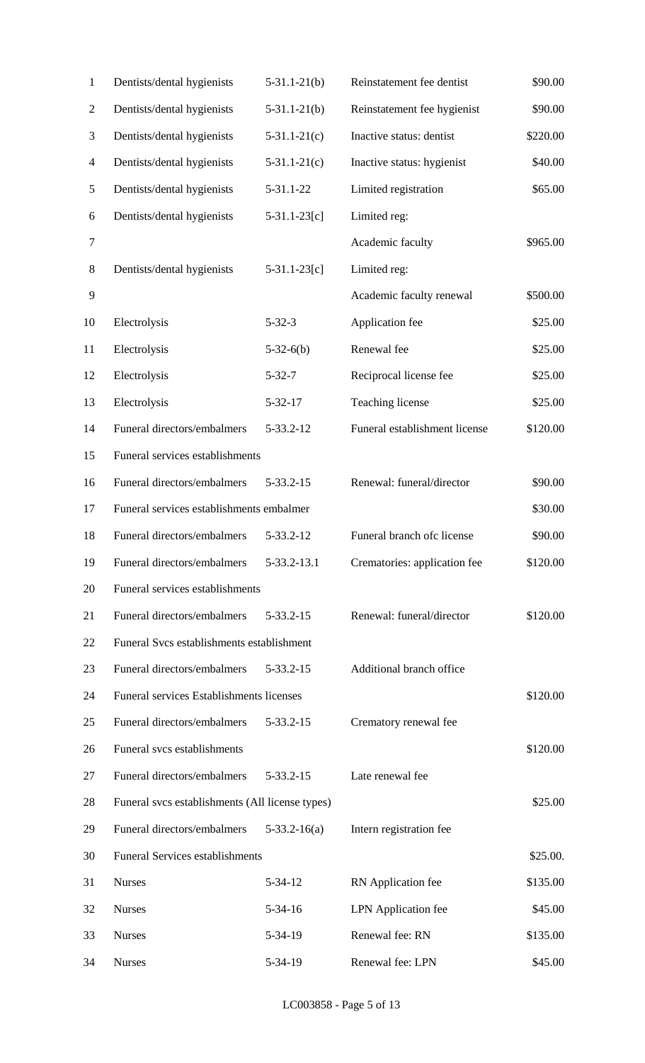| | | | |
|---|---|---|---|
| Dentists/dental hygienists | 5-31.1-21(b) | Reinstatement fee dentist | \$90.00 |
| Dentists/dental hygienists | 5-31.1-21(b) | Reinstatement fee hygienist | \$90.00 |
| Dentists/dental hygienists | 5-31.1-21(c) | Inactive status: dentist | \$220.00 |
| Dentists/dental hygienists | 5-31.1-21(c) | Inactive status: hygienist | \$40.00 |
| Dentists/dental hygienists | 5-31.1-22 | Limited registration | \$65.00 |
| Dentists/dental hygienists | 5-31.1-23[c] | Limited reg: | |
| | | Academic faculty | \$965.00 |
| Dentists/dental hygienists | 5-31.1-23[c] | Limited reg: | |
| | | Academic faculty renewal | \$500.00 |
| Electrolysis | 5-32-3 | Application fee | \$25.00 |
| Electrolysis | 5-32-6(b) | Renewal fee | \$25.00 |
| Electrolysis | 5-32-7 | Reciprocal license fee | \$25.00 |
| Electrolysis | 5-32-17 | Teaching license | \$25.00 |
| Funeral directors/embalmers | 5-33.2-12 | Funeral establishment license | \$120.00 |
| Funeral services establishments | | | |
| Funeral directors/embalmers | 5-33.2-15 | Renewal: funeral/director | \$90.00 |
| Funeral services establishments embalmer | | | \$30.00 |
| Funeral directors/embalmers | 5-33.2-12 | Funeral branch ofc license | \$90.00 |
| Funeral directors/embalmers | 5-33.2-13.1 | Crematories: application fee | \$120.00 |
| Funeral services establishments | | | |
| Funeral directors/embalmers | 5-33.2-15 | Renewal: funeral/director | \$120.00 |
| Funeral Svcs establishments establishment | | | |
| Funeral directors/embalmers | 5-33.2-15 | Additional branch office | |
| Funeral services Establishments licenses | | | \$120.00 |
| Funeral directors/embalmers | 5-33.2-15 | Crematory renewal fee | |
| Funeral svcs establishments | | | \$120.00 |
| Funeral directors/embalmers | 5-33.2-15 | Late renewal fee | |
| Funeral svcs establishments (All license types) | | | \$25.00 |
| Funeral directors/embalmers | 5-33.2-16(a) | Intern registration fee | |
| Funeral Services establishments | | | \$25.00. |
| Nurses | 5-34-12 | RN Application fee | \$135.00 |
| Nurses | 5-34-16 | LPN Application fee | \$45.00 |
| Nurses | 5-34-19 | Renewal fee: RN | \$135.00 |
| Nurses | 5-34-19 | Renewal fee: LPN | \$45.00 |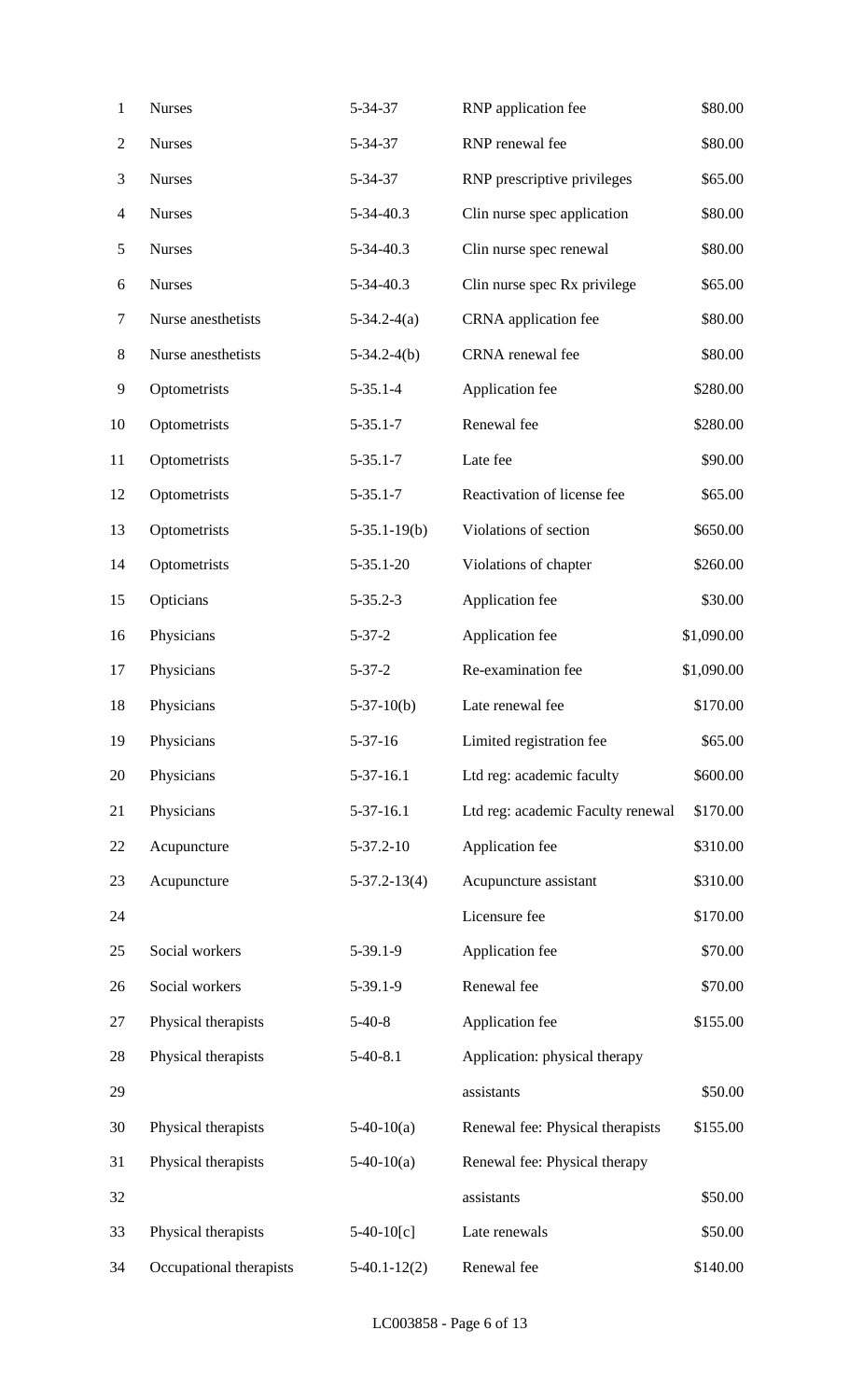| | | | |
|---|---|---|---|
| Nurses | 5-34-37 | RNP application fee | $80.00 |
| Nurses | 5-34-37 | RNP renewal fee | $80.00 |
| Nurses | 5-34-37 | RNP prescriptive privileges | $65.00 |
| Nurses | 5-34-40.3 | Clin nurse spec application | $80.00 |
| Nurses | 5-34-40.3 | Clin nurse spec renewal | $80.00 |
| Nurses | 5-34-40.3 | Clin nurse spec Rx privilege | $65.00 |
| Nurse anesthetists | 5-34.2-4(a) | CRNA application fee | $80.00 |
| Nurse anesthetists | 5-34.2-4(b) | CRNA renewal fee | $80.00 |
| Optometrists | 5-35.1-4 | Application fee | $280.00 |
| Optometrists | 5-35.1-7 | Renewal fee | $280.00 |
| Optometrists | 5-35.1-7 | Late fee | $90.00 |
| Optometrists | 5-35.1-7 | Reactivation of license fee | $65.00 |
| Optometrists | 5-35.1-19(b) | Violations of section | $650.00 |
| Optometrists | 5-35.1-20 | Violations of chapter | $260.00 |
| Opticians | 5-35.2-3 | Application fee | $30.00 |
| Physicians | 5-37-2 | Application fee | $1,090.00 |
| Physicians | 5-37-2 | Re-examination fee | $1,090.00 |
| Physicians | 5-37-10(b) | Late renewal fee | $170.00 |
| Physicians | 5-37-16 | Limited registration fee | $65.00 |
| Physicians | 5-37-16.1 | Ltd reg: academic faculty | $600.00 |
| Physicians | 5-37-16.1 | Ltd reg: academic Faculty renewal | $170.00 |
| Acupuncture | 5-37.2-10 | Application fee | $310.00 |
| Acupuncture | 5-37.2-13(4) | Acupuncture assistant | $310.00 |
| | | Licensure fee | $170.00 |
| Social workers | 5-39.1-9 | Application fee | $70.00 |
| Social workers | 5-39.1-9 | Renewal fee | $70.00 |
| Physical therapists | 5-40-8 | Application fee | $155.00 |
| Physical therapists | 5-40-8.1 | Application: physical therapy assistants | $50.00 |
| Physical therapists | 5-40-10(a) | Renewal fee: Physical therapists | $155.00 |
| Physical therapists | 5-40-10(a) | Renewal fee: Physical therapy assistants | $50.00 |
| Physical therapists | 5-40-10[c] | Late renewals | $50.00 |
| Occupational therapists | 5-40.1-12(2) | Renewal fee | $140.00 |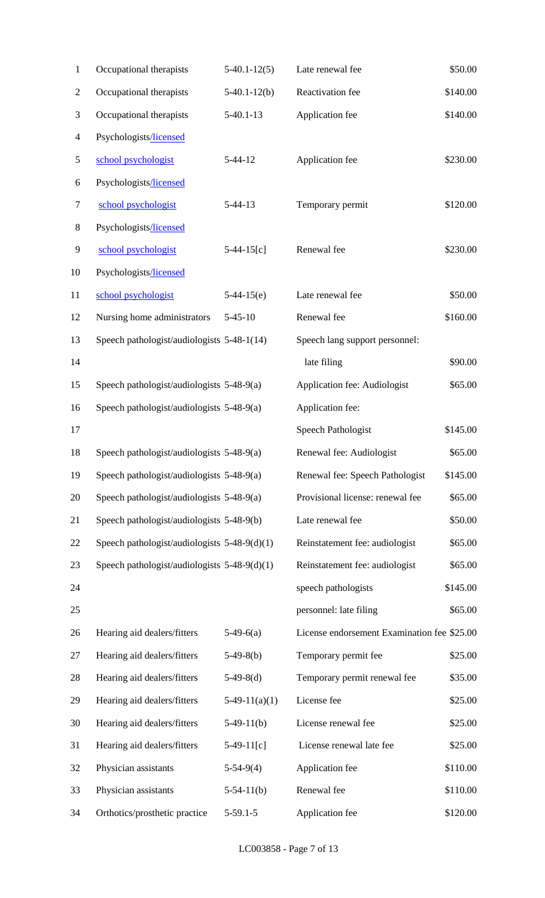| | | | |
|---|---|---|---|
| Occupational therapists | 5-40.1-12(5) | Late renewal fee | $50.00 |
| Occupational therapists | 5-40.1-12(b) | Reactivation fee | $140.00 |
| Occupational therapists | 5-40.1-13 | Application fee | $140.00 |
| Psychologists/licensed school psychologist | 5-44-12 | Application fee | $230.00 |
| Psychologists/licensed school psychologist | 5-44-13 | Temporary permit | $120.00 |
| Psychologists/licensed school psychologist | 5-44-15[c] | Renewal fee | $230.00 |
| Psychologists/licensed school psychologist | 5-44-15(e) | Late renewal fee | $50.00 |
| Nursing home administrators | 5-45-10 | Renewal fee | $160.00 |
| Speech pathologist/audiologists | 5-48-1(14) | Speech lang support personnel: late filing | $90.00 |
| Speech pathologist/audiologists | 5-48-9(a) | Application fee: Audiologist | $65.00 |
| Speech pathologist/audiologists | 5-48-9(a) | Application fee: Speech Pathologist | $145.00 |
| Speech pathologist/audiologists | 5-48-9(a) | Renewal fee: Audiologist | $65.00 |
| Speech pathologist/audiologists | 5-48-9(a) | Renewal fee: Speech Pathologist | $145.00 |
| Speech pathologist/audiologists | 5-48-9(a) | Provisional license: renewal fee | $65.00 |
| Speech pathologist/audiologists | 5-48-9(b) | Late renewal fee | $50.00 |
| Speech pathologist/audiologists | 5-48-9(d)(1) | Reinstatement fee: audiologist | $65.00 |
| Speech pathologist/audiologists | 5-48-9(d)(1) | Reinstatement fee: audiologist | $65.00 |
| | | speech pathologists | $145.00 |
| | | personnel: late filing | $65.00 |
| Hearing aid dealers/fitters | 5-49-6(a) | License endorsement Examination fee | $25.00 |
| Hearing aid dealers/fitters | 5-49-8(b) | Temporary permit fee | $25.00 |
| Hearing aid dealers/fitters | 5-49-8(d) | Temporary permit renewal fee | $35.00 |
| Hearing aid dealers/fitters | 5-49-11(a)(1) | License fee | $25.00 |
| Hearing aid dealers/fitters | 5-49-11(b) | License renewal fee | $25.00 |
| Hearing aid dealers/fitters | 5-49-11[c] | License renewal late fee | $25.00 |
| Physician assistants | 5-54-9(4) | Application fee | $110.00 |
| Physician assistants | 5-54-11(b) | Renewal fee | $110.00 |
| Orthotics/prosthetic practice | 5-59.1-5 | Application fee | $120.00 |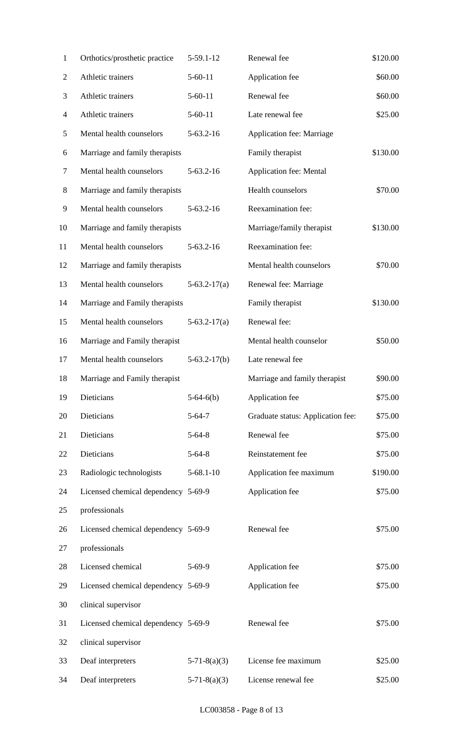| | | | |
|---|---|---|---|
| Orthotics/prosthetic practice | 5-59.1-12 | Renewal fee | \$120.00 |
| Athletic trainers | 5-60-11 | Application fee | \$60.00 |
| Athletic trainers | 5-60-11 | Renewal fee | \$60.00 |
| Athletic trainers | 5-60-11 | Late renewal fee | \$25.00 |
| Mental health counselors Marriage and family therapists | 5-63.2-16 | Application fee: Marriage Family therapist | \$130.00 |
| Mental health counselors Marriage and family therapists | 5-63.2-16 | Application fee: Mental Health counselors | \$70.00 |
| Mental health counselors Marriage and family therapists | 5-63.2-16 | Reexamination fee: Marriage/family therapist | \$130.00 |
| Mental health counselors Marriage and family therapists | 5-63.2-16 | Reexamination fee: Mental health counselors | \$70.00 |
| Mental health counselors Marriage and Family therapists | 5-63.2-17(a) | Renewal fee: Marriage Family therapist | \$130.00 |
| Mental health counselors Marriage and Family therapist | 5-63.2-17(a) | Renewal fee: Mental health counselor | \$50.00 |
| Mental health counselors Marriage and Family therapist | 5-63.2-17(b) | Late renewal fee Marriage and family therapist | \$90.00 |
| Dieticians | 5-64-6(b) | Application fee | \$75.00 |
| Dieticians | 5-64-7 | Graduate status: Application fee: | \$75.00 |
| Dieticians | 5-64-8 | Renewal fee | \$75.00 |
| Dieticians | 5-64-8 | Reinstatement fee | \$75.00 |
| Radiologic technologists | 5-68.1-10 | Application fee maximum | \$190.00 |
| Licensed chemical dependency professionals | 5-69-9 | Application fee | \$75.00 |
| Licensed chemical dependency professionals | 5-69-9 | Renewal fee | \$75.00 |
| Licensed chemical | 5-69-9 | Application fee | \$75.00 |
| Licensed chemical dependency clinical supervisor | 5-69-9 | Application fee | \$75.00 |
| Licensed chemical dependency clinical supervisor | 5-69-9 | Renewal fee | \$75.00 |
| Deaf interpreters | 5-71-8(a)(3) | License fee maximum | \$25.00 |
| Deaf interpreters | 5-71-8(a)(3) | License renewal fee | \$25.00 |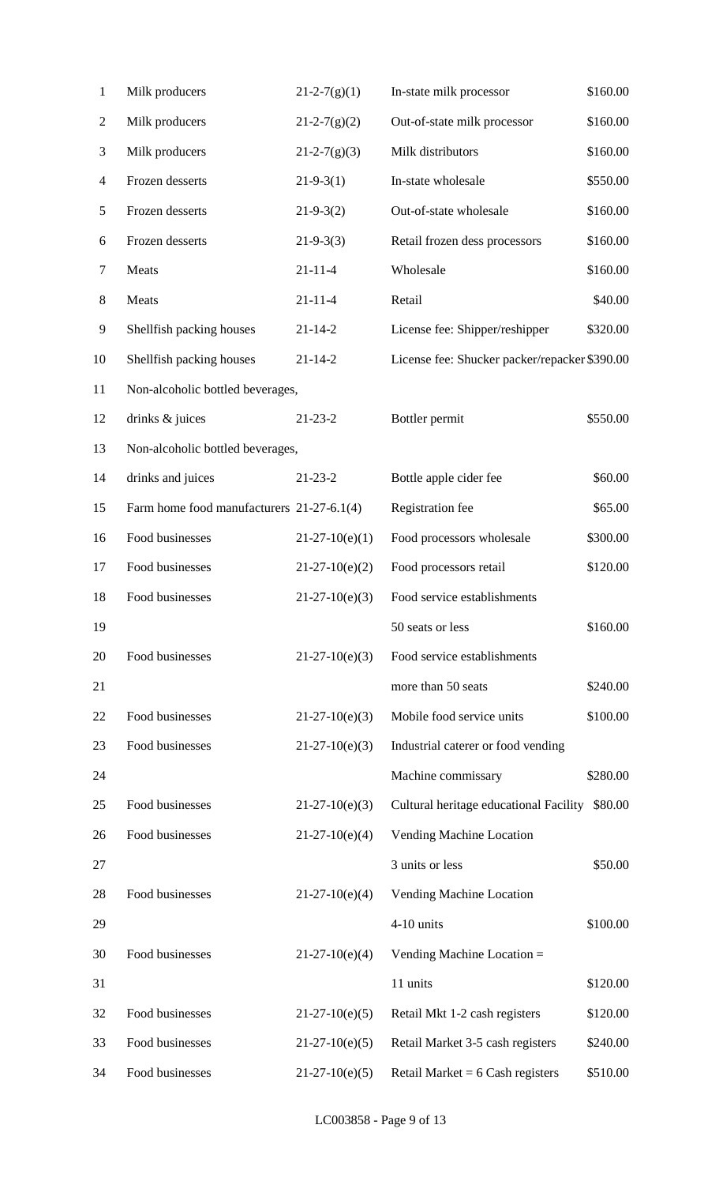| | | | |
|---|---|---|---|
| Milk producers | 21-2-7(g)(1) | In-state milk processor | $160.00 |
| Milk producers | 21-2-7(g)(2) | Out-of-state milk processor | $160.00 |
| Milk producers | 21-2-7(g)(3) | Milk distributors | $160.00 |
| Frozen desserts | 21-9-3(1) | In-state wholesale | $550.00 |
| Frozen desserts | 21-9-3(2) | Out-of-state wholesale | $160.00 |
| Frozen desserts | 21-9-3(3) | Retail frozen dess processors | $160.00 |
| Meats | 21-11-4 | Wholesale | $160.00 |
| Meats | 21-11-4 | Retail | $40.00 |
| Shellfish packing houses | 21-14-2 | License fee: Shipper/reshipper | $320.00 |
| Shellfish packing houses | 21-14-2 | License fee: Shucker packer/repacker | $390.00 |
| Non-alcoholic bottled beverages, drinks & juices | 21-23-2 | Bottler permit | $550.00 |
| Non-alcoholic bottled beverages, drinks and juices | 21-23-2 | Bottle apple cider fee | $60.00 |
| Farm home food manufacturers | 21-27-6.1(4) | Registration fee | $65.00 |
| Food businesses | 21-27-10(e)(1) | Food processors wholesale | $300.00 |
| Food businesses | 21-27-10(e)(2) | Food processors retail | $120.00 |
| Food businesses | 21-27-10(e)(3) | Food service establishments 50 seats or less | $160.00 |
| Food businesses | 21-27-10(e)(3) | Food service establishments more than 50 seats | $240.00 |
| Food businesses | 21-27-10(e)(3) | Mobile food service units | $100.00 |
| Food businesses | 21-27-10(e)(3) | Industrial caterer or food vending Machine commissary | $280.00 |
| Food businesses | 21-27-10(e)(3) | Cultural heritage educational Facility | $80.00 |
| Food businesses | 21-27-10(e)(4) | Vending Machine Location 3 units or less | $50.00 |
| Food businesses | 21-27-10(e)(4) | Vending Machine Location 4-10 units | $100.00 |
| Food businesses | 21-27-10(e)(4) | Vending Machine Location = 11 units | $120.00 |
| Food businesses | 21-27-10(e)(5) | Retail Mkt 1-2 cash registers | $120.00 |
| Food businesses | 21-27-10(e)(5) | Retail Market 3-5 cash registers | $240.00 |
| Food businesses | 21-27-10(e)(5) | Retail Market = 6 Cash registers | $510.00 |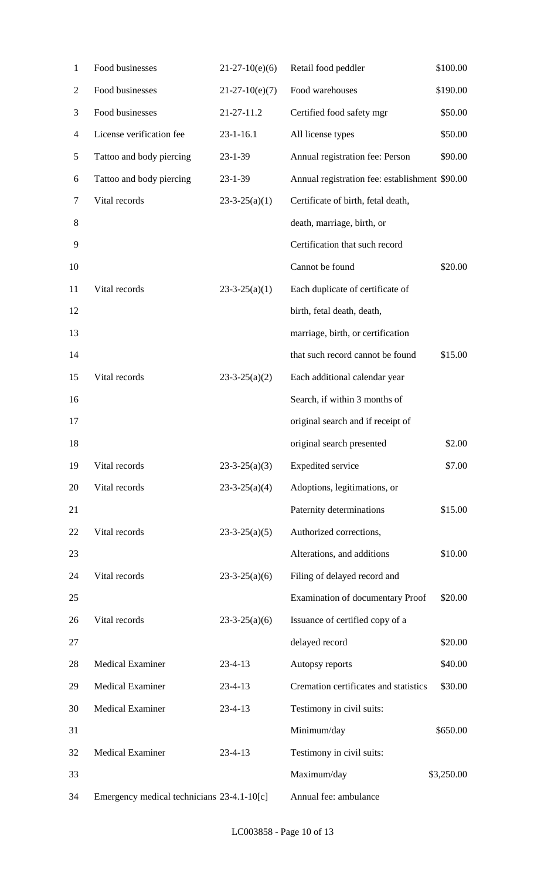| | | | |
|---|---|---|---|
| Food businesses | 21-27-10(e)(6) | Retail food peddler | $100.00 |
| Food businesses | 21-27-10(e)(7) | Food warehouses | $190.00 |
| Food businesses | 21-27-11.2 | Certified food safety mgr | $50.00 |
| License verification fee | 23-1-16.1 | All license types | $50.00 |
| Tattoo and body piercing | 23-1-39 | Annual registration fee: Person | $90.00 |
| Tattoo and body piercing | 23-1-39 | Annual registration fee: establishment | $90.00 |
| Vital records | 23-3-25(a)(1) | Certificate of birth, fetal death, death, marriage, birth, or Certification that such record Cannot be found | $20.00 |
| Vital records | 23-3-25(a)(1) | Each duplicate of certificate of birth, fetal death, death, marriage, birth, or certification that such record cannot be found | $15.00 |
| Vital records | 23-3-25(a)(2) | Each additional calendar year Search, if within 3 months of original search and if receipt of original search presented | $2.00 |
| Vital records | 23-3-25(a)(3) | Expedited service | $7.00 |
| Vital records | 23-3-25(a)(4) | Adoptions, legitimations, or Paternity determinations | $15.00 |
| Vital records | 23-3-25(a)(5) | Authorized corrections, Alterations, and additions | $10.00 |
| Vital records | 23-3-25(a)(6) | Filing of delayed record and Examination of documentary Proof | $20.00 |
| Vital records | 23-3-25(a)(6) | Issuance of certified copy of a delayed record | $20.00 |
| Medical Examiner | 23-4-13 | Autopsy reports | $40.00 |
| Medical Examiner | 23-4-13 | Cremation certificates and statistics | $30.00 |
| Medical Examiner | 23-4-13 | Testimony in civil suits: Minimum/day | $650.00 |
| Medical Examiner | 23-4-13 | Testimony in civil suits: Maximum/day | $3,250.00 |
| Emergency medical technicians | 23-4.1-10[c] | Annual fee: ambulance | |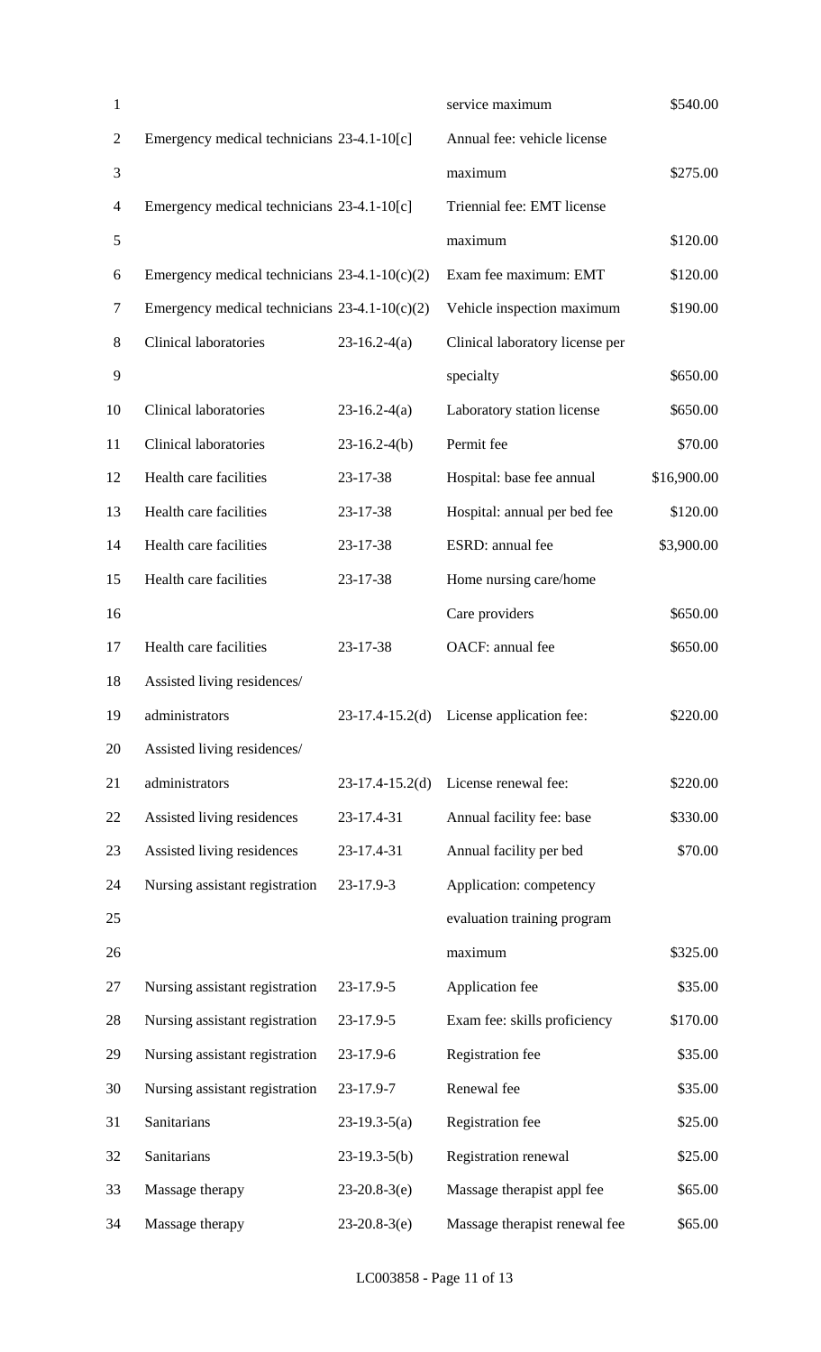| | | | |
|---|---|---|---|
| | | service maximum | \$540.00 |
| Emergency medical technicians | 23-4.1-10[c] | Annual fee: vehicle license maximum | \$275.00 |
| Emergency medical technicians | 23-4.1-10[c] | Triennial fee: EMT license maximum | \$120.00 |
| Emergency medical technicians | 23-4.1-10(c)(2) | Exam fee maximum: EMT | \$120.00 |
| Emergency medical technicians | 23-4.1-10(c)(2) | Vehicle inspection maximum | \$190.00 |
| Clinical laboratories | 23-16.2-4(a) | Clinical laboratory license per specialty | \$650.00 |
| Clinical laboratories | 23-16.2-4(a) | Laboratory station license | \$650.00 |
| Clinical laboratories | 23-16.2-4(b) | Permit fee | \$70.00 |
| Health care facilities | 23-17-38 | Hospital: base fee annual | \$16,900.00 |
| Health care facilities | 23-17-38 | Hospital: annual per bed fee | \$120.00 |
| Health care facilities | 23-17-38 | ESRD: annual fee | \$3,900.00 |
| Health care facilities | 23-17-38 | Home nursing care/home Care providers | \$650.00 |
| Health care facilities | 23-17-38 | OACF: annual fee | \$650.00 |
| Assisted living residences/ administrators | 23-17.4-15.2(d) | License application fee: | \$220.00 |
| Assisted living residences/ administrators | 23-17.4-15.2(d) | License renewal fee: | \$220.00 |
| Assisted living residences | 23-17.4-31 | Annual facility fee: base | \$330.00 |
| Assisted living residences | 23-17.4-31 | Annual facility per bed | \$70.00 |
| Nursing assistant registration | 23-17.9-3 | Application: competency evaluation training program maximum | \$325.00 |
| Nursing assistant registration | 23-17.9-5 | Application fee | \$35.00 |
| Nursing assistant registration | 23-17.9-5 | Exam fee: skills proficiency | \$170.00 |
| Nursing assistant registration | 23-17.9-6 | Registration fee | \$35.00 |
| Nursing assistant registration | 23-17.9-7 | Renewal fee | \$35.00 |
| Sanitarians | 23-19.3-5(a) | Registration fee | \$25.00 |
| Sanitarians | 23-19.3-5(b) | Registration renewal | \$25.00 |
| Massage therapy | 23-20.8-3(e) | Massage therapist appl fee | \$65.00 |
| Massage therapy | 23-20.8-3(e) | Massage therapist renewal fee | \$65.00 |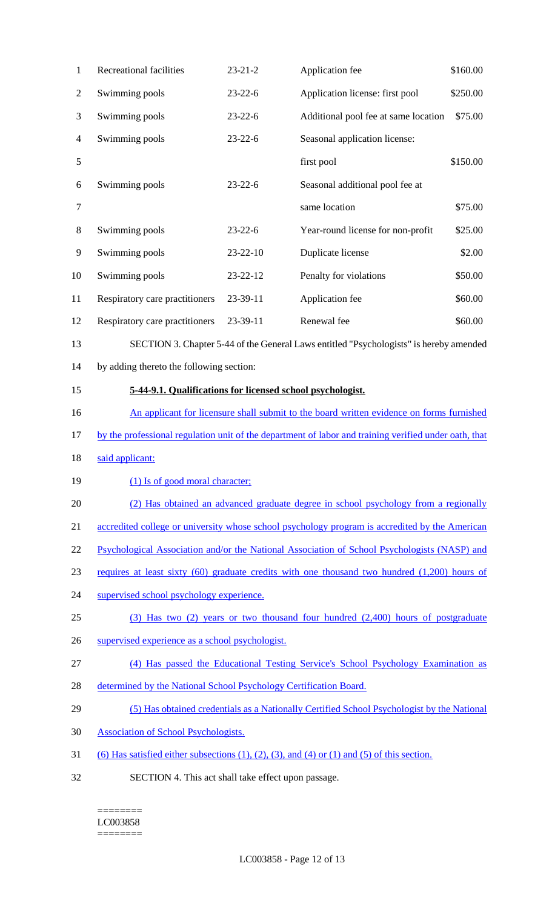| Recreational facilities | 23-21-2 | Application fee | \$160.00 |
|---|---|---|---|
| Swimming pools | 23-22-6 | Application license: first pool | \$250.00 |
| Swimming pools | 23-22-6 | Additional pool fee at same location | \$75.00 |
| Swimming pools | 23-22-6 | Seasonal application license: first pool | \$150.00 |
| Swimming pools | 23-22-6 | Seasonal additional pool fee at same location | \$75.00 |
| Swimming pools | 23-22-6 | Year-round license for non-profit | \$25.00 |
| Swimming pools | 23-22-10 | Duplicate license | \$2.00 |
| Swimming pools | 23-22-12 | Penalty for violations | \$50.00 |
| Respiratory care practitioners | 23-39-11 | Application fee | \$60.00 |
| Respiratory care practitioners | 23-39-11 | Renewal fee | \$60.00 |

SECTION 3. Chapter 5-44 of the General Laws entitled "Psychologists" is hereby amended by adding thereto the following section:

**5-44-9.1. Qualifications for licensed school psychologist.**

An applicant for licensure shall submit to the board written evidence on forms furnished by the professional regulation unit of the department of labor and training verified under oath, that said applicant:

(1) Is of good moral character;

(2) Has obtained an advanced graduate degree in school psychology from a regionally accredited college or university whose school psychology program is accredited by the American Psychological Association and/or the National Association of School Psychologists (NASP) and requires at least sixty (60) graduate credits with one thousand two hundred (1,200) hours of supervised school psychology experience.

(3) Has two (2) years or two thousand four hundred (2,400) hours of postgraduate supervised experience as a school psychologist.

(4) Has passed the Educational Testing Service's School Psychology Examination as determined by the National School Psychology Certification Board.

(5) Has obtained credentials as a Nationally Certified School Psychologist by the National Association of School Psychologists.

(6) Has satisfied either subsections (1), (2), (3), and (4) or (1) and (5) of this section.

SECTION 4. This act shall take effect upon passage.

========
LC003858
========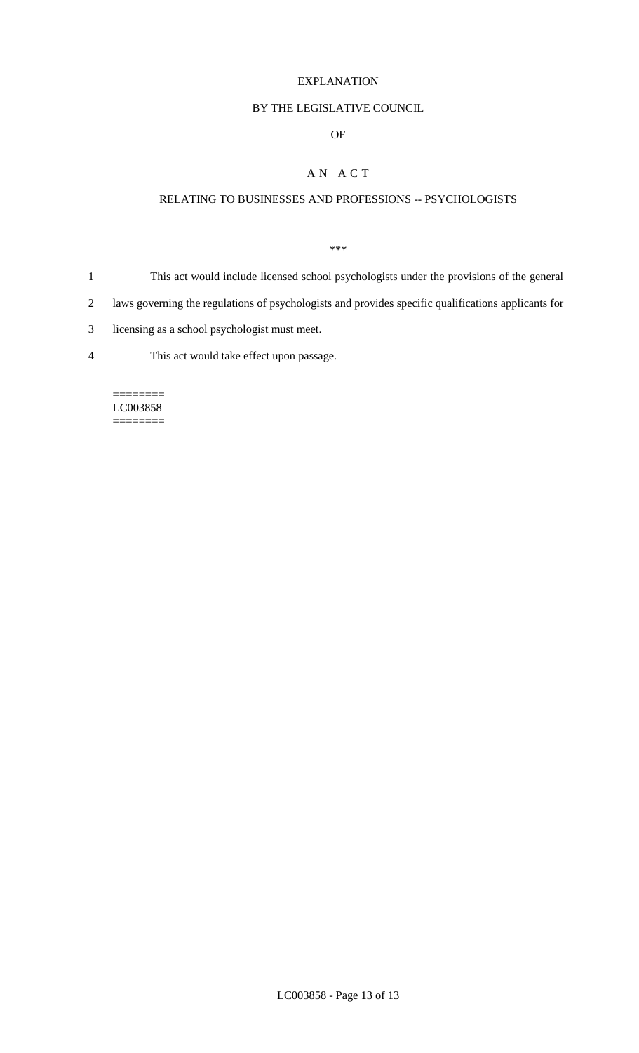EXPLANATION

BY THE LEGISLATIVE COUNCIL

OF

A N A C T

RELATING TO BUSINESSES AND PROFESSIONS -- PSYCHOLOGISTS

***

1 This act would include licensed school psychologists under the provisions of the general
2 laws governing the regulations of psychologists and provides specific qualifications applicants for
3 licensing as a school psychologist must meet.
4 This act would take effect upon passage.

========
LC003858
========